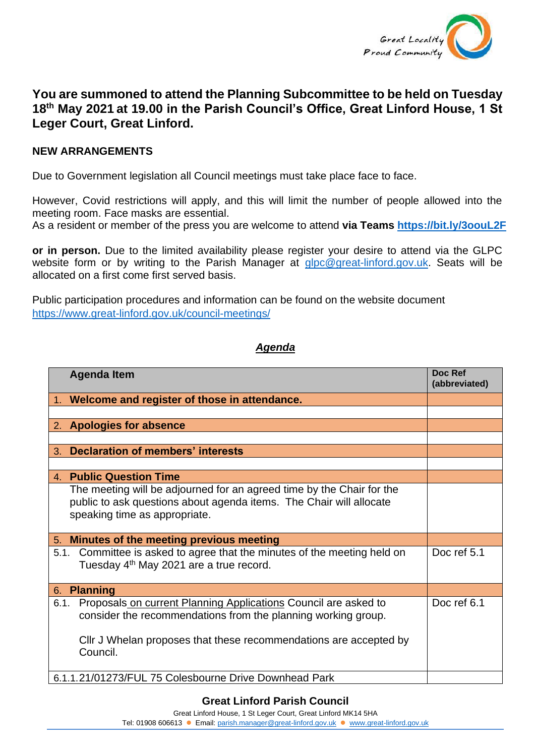Great Locality
Proud Community

**You are summoned to attend the Planning Subcommittee to be held on Tuesday 18th May 2021 at 19.00 in the Parish Council's Office, Great Linford House, 1 St Leger Court, Great Linford.**

**NEW ARRANGEMENTS**

Due to Government legislation all Council meetings must take place face to face.

However, Covid restrictions will apply, and this will limit the number of people allowed into the meeting room. Face masks are essential.
As a resident or member of the press you are welcome to attend **via Teams https://bit.ly/3oouL2F**

**or in person.** Due to the limited availability please register your desire to attend via the GLPC website form or by writing to the Parish Manager at glpc@great-linford.gov.uk. Seats will be allocated on a first come first served basis.

Public participation procedures and information can be found on the website document
https://www.great-linford.gov.uk/council-meetings/

***Agenda***

| Agenda Item | Doc Ref (abbreviated) |
|---|---|
| 1. **Welcome and register of those in attendance.** | |
| | |
| 2. **Apologies for absence** | |
| | |
| 3. **Declaration of members' interests** | |
| | |
| 4. **Public Question Time** | |
| The meeting will be adjourned for an agreed time by the Chair for the public to ask questions about agenda items. The Chair will allocate speaking time as appropriate. | |
| 5. **Minutes of the meeting previous meeting** | |
| 5.1. Committee is asked to agree that the minutes of the meeting held on Tuesday 4th May 2021 are a true record. | Doc ref 5.1 |
| 6. **Planning** | |
| 6.1. Proposals on current Planning Applications Council are asked to consider the recommendations from the planning working group. <br><br> Cllr J Whelan proposes that these recommendations are accepted by Council. | Doc ref 6.1 |
| 6.1.1. 21/01273/FUL 75 Colesbourne Drive Downhead Park | |

**Great Linford Parish Council**
Great Linford House, 1 St Leger Court, Great Linford MK14 5HA
Tel: 01908 606613 ● Email: parish.manager@great-linford.gov.uk ● www.great-linford.gov.uk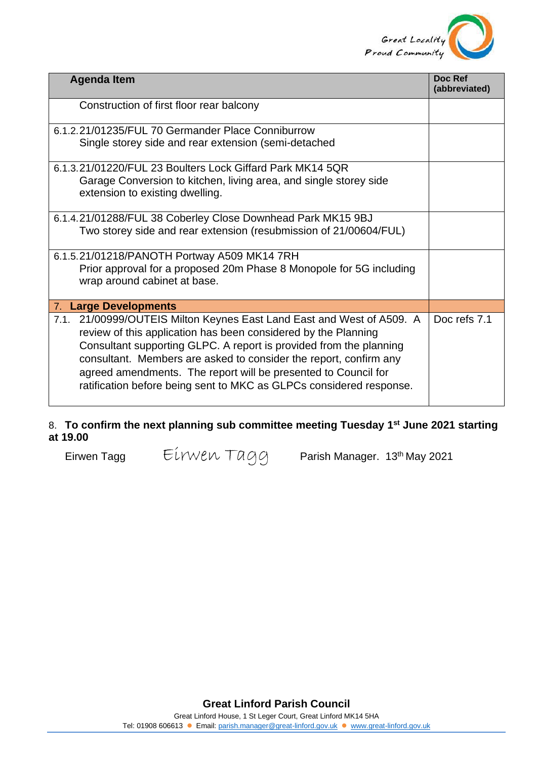| Agenda Item | Doc Ref (abbreviated) |
|---|---|
| Construction of first floor rear balcony | |
| 6.1.2. 21/01235/FUL 70 Germander Place Conniburrow<br>Single storey side and rear extension (semi-detached | |
| 6.1.3. 21/01220/FUL 23 Boulters Lock Giffard Park MK14 5QR<br>Garage Conversion to kitchen, living area, and single storey side extension to existing dwelling. | |
| 6.1.4. 21/01288/FUL 38 Coberley Close Downhead Park MK15 9BJ<br>Two storey side and rear extension (resubmission of 21/00604/FUL) | |
| 6.1.5. 21/01218/PANOTH Portway A509 MK14 7RH<br>Prior approval for a proposed 20m Phase 8 Monopole for 5G including wrap around cabinet at base. | |
| **7. Large Developments** | |
| 7.1. 21/00999/OUTEIS Milton Keynes East Land East and West of A509. A review of this application has been considered by the Planning Consultant supporting GLPC. A report is provided from the planning consultant. Members are asked to consider the report, confirm any agreed amendments. The report will be presented to Council for ratification before being sent to MKC as GLPCs considered response. | Doc refs 7.1 |

8. **To confirm the next planning sub committee meeting Tuesday 1st June 2021 starting at 19.00**

Eirwen Tagg &nbsp;&nbsp;&nbsp; Eirwen Tagg &nbsp;&nbsp;&nbsp; Parish Manager. 13th May 2021

**Great Linford Parish Council**

Great Linford House, 1 St Leger Court, Great Linford MK14 5HA

Tel: 01908 606613 ● Email: parish.manager@great-linford.gov.uk ● www.great-linford.gov.uk